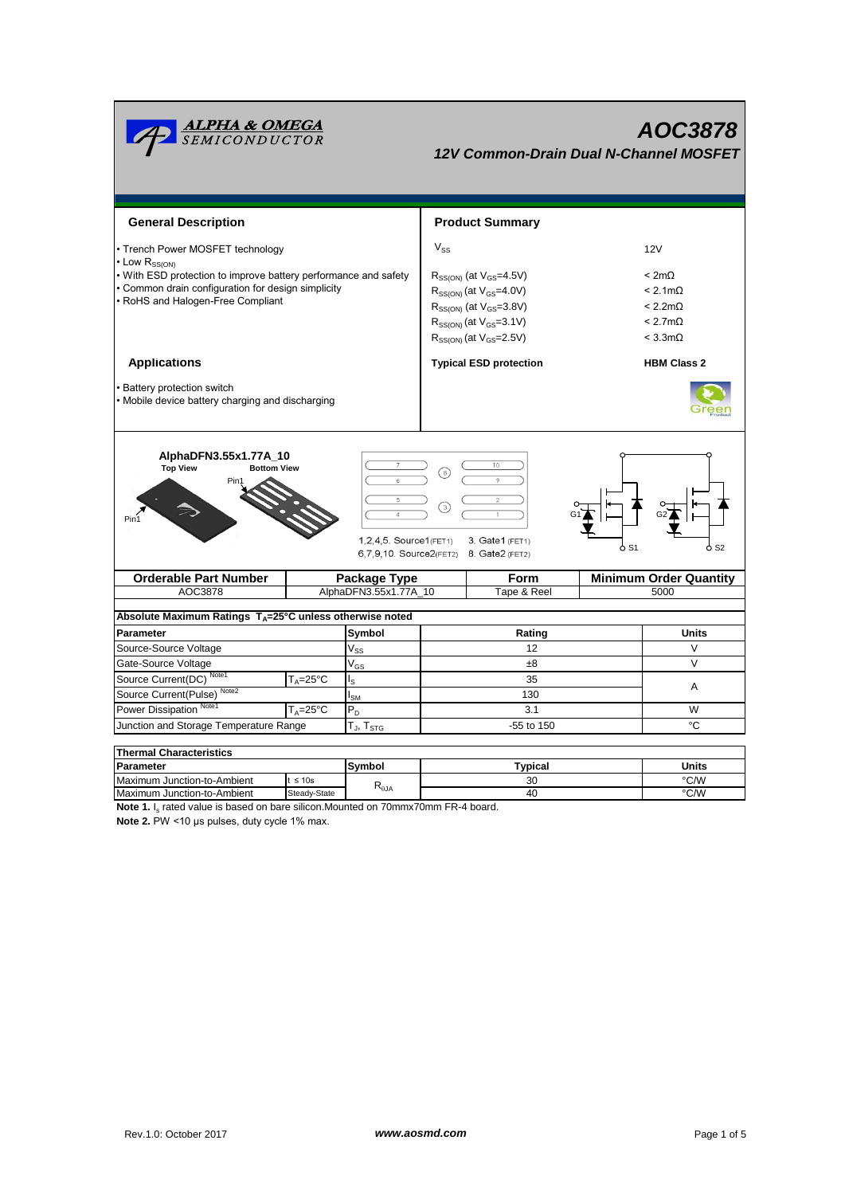# AOC3878

## 12V Common-Drain Dual N-Channel MOSFET

### General Description

- Trench Power MOSFET technology
- Low $R_{SS(ON)}$
- With ESD protection to improve battery performance and safety
- Common drain configuration for design simplicity
- RoHS and Halogen-Free Compliant

### Product Summary

| | |
|---|---|
| $V_{SS}$ | 12V |
| $R_{SS(ON)}$ (at $V_{GS}$=4.5V) | < 2mΩ |
| $R_{SS(ON)}$ (at $V_{GS}$=4.0V) | < 2.1mΩ |
| $R_{SS(ON)}$ (at $V_{GS}$=3.8V) | < 2.2mΩ |
| $R_{SS(ON)}$ (at $V_{GS}$=3.1V) | < 2.7mΩ |
| $R_{SS(ON)}$ (at $V_{GS}$=2.5V) | < 3.3mΩ |
| **Typical ESD protection** | **HBM Class 2** |

### Applications

- Battery protection switch
- Mobile device battery charging and discharging

**AlphaDFN3.55x1.77A_10**

Top View　Bottom View

Pin1

1,2,4,5. Source1(FET1)　3. Gate1 (FET1)
6,7,9,10. Source2(FET2)　8. Gate2 (FET2)

G1　G2　S1　S2

| Orderable Part Number | Package Type | Form | Minimum Order Quantity |
|---|---|---|---|
| AOC3878 | AlphaDFN3.55x1.77A_10 | Tape & Reel | 5000 |

**Absolute Maximum Ratings $T_A$=25°C unless otherwise noted**

| Parameter | | Symbol | Rating | Units |
|---|---|---|---|---|
| Source-Source Voltage | | $V_{SS}$ | 12 | V |
| Gate-Source Voltage | | $V_{GS}$ | ±8 | V |
| Source Current(DC) Note1 | $T_A$=25°C | $I_S$ | 35 | A |
| Source Current(Pulse) Note2 | | $I_{SM}$ | 130 | A |
| Power Dissipation Note1 | $T_A$=25°C | $P_D$ | 3.1 | W |
| Junction and Storage Temperature Range | | $T_J$, $T_{STG}$ | -55 to 150 | °C |

**Thermal Characteristics**

| Parameter | | Symbol | Typical | Units |
|---|---|---|---|---|
| Maximum Junction-to-Ambient | t ≤ 10s | $R_{\theta JA}$ | 30 | °C/W |
| Maximum Junction-to-Ambient | Steady-State | $R_{\theta JA}$ | 40 | °C/W |

**Note 1.** $I_s$ rated value is based on bare silicon.Mounted on 70mmx70mm FR-4 board.

**Note 2.** PW <10 μs pulses, duty cycle 1% max.

Rev.1.0: October 2017　　www.aosmd.com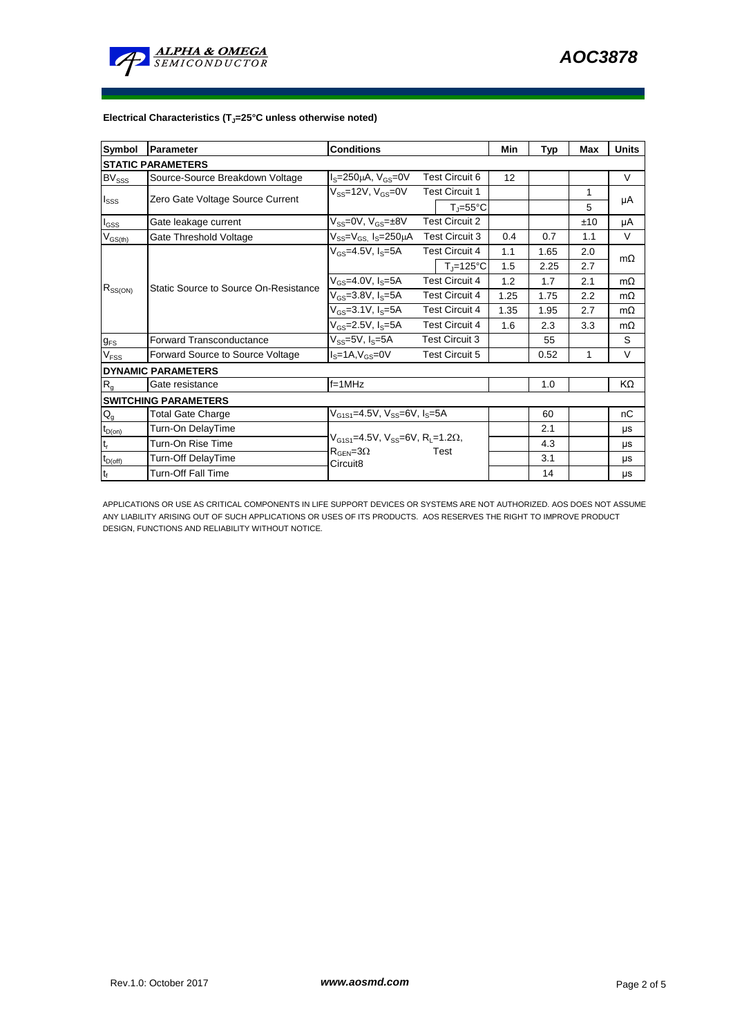**Electrical Characteristics ($T_J$=25°C unless otherwise noted)**

| Symbol | Parameter | Conditions | | Min | Typ | Max | Units |
|---|---|---|---|---|---|---|---|
| **STATIC PARAMETERS** | | | | | | | |
| $BV_{SSS}$ | Source-Source Breakdown Voltage | $I_S$=250µA, $V_{GS}$=0V | Test Circuit 6 | 12 | | | V |
| $I_{SSS}$ | Zero Gate Voltage Source Current | $V_{SS}$=12V, $V_{GS}$=0V | Test Circuit 1 | | | 1 | µA |
| | | | $T_J$=55°C | | | 5 | |
| $I_{GSS}$ | Gate leakage current | $V_{SS}$=0V, $V_{GS}$=±8V | Test Circuit 2 | | | ±10 | µA |
| $V_{GS(th)}$ | Gate Threshold Voltage | $V_{SS}$=$V_{GS,}$ $I_S$=250µA | Test Circuit 3 | 0.4 | 0.7 | 1.1 | V |
| $R_{SS(ON)}$ | Static Source to Source On-Resistance | $V_{GS}$=4.5V, $I_S$=5A | Test Circuit 4 | 1.1 | 1.65 | 2.0 | mΩ |
| | | | $T_J$=125°C | 1.5 | 2.25 | 2.7 | |
| | | $V_{GS}$=4.0V, $I_S$=5A | Test Circuit 4 | 1.2 | 1.7 | 2.1 | mΩ |
| | | $V_{GS}$=3.8V, $I_S$=5A | Test Circuit 4 | 1.25 | 1.75 | 2.2 | mΩ |
| | | $V_{GS}$=3.1V, $I_S$=5A | Test Circuit 4 | 1.35 | 1.95 | 2.7 | mΩ |
| | | $V_{GS}$=2.5V, $I_S$=5A | Test Circuit 4 | 1.6 | 2.3 | 3.3 | mΩ |
| $g_{FS}$ | Forward Transconductance | $V_{SS}$=5V, $I_S$=5A | Test Circuit 3 | | 55 | | S |
| $V_{FSS}$ | Forward Source to Source Voltage | $I_S$=1A,$V_{GS}$=0V | Test Circuit 5 | | 0.52 | 1 | V |
| **DYNAMIC PARAMETERS** | | | | | | | |
| $R_g$ | Gate resistance | f=1MHz | | | 1.0 | | KΩ |
| **SWITCHING PARAMETERS** | | | | | | | |
| $Q_g$ | Total Gate Charge | $V_{G1S1}$=4.5V, $V_{SS}$=6V, $I_S$=5A | | | 60 | | nC |
| $t_{D(on)}$ | Turn-On DelayTime | $V_{G1S1}$=4.5V, $V_{SS}$=6V, $R_L$=1.2Ω, $R_{GEN}$=3Ω Test Circuit8 | | | 2.1 | | µs |
| $t_r$ | Turn-On Rise Time | | | | 4.3 | | µs |
| $t_{D(off)}$ | Turn-Off DelayTime | | | | 3.1 | | µs |
| $t_f$ | Turn-Off Fall Time | | | | 14 | | µs |

APPLICATIONS OR USE AS CRITICAL COMPONENTS IN LIFE SUPPORT DEVICES OR SYSTEMS ARE NOT AUTHORIZED. AOS DOES NOT ASSUME ANY LIABILITY ARISING OUT OF SUCH APPLICATIONS OR USES OF ITS PRODUCTS. AOS RESERVES THE RIGHT TO IMPROVE PRODUCT DESIGN, FUNCTIONS AND RELIABILITY WITHOUT NOTICE.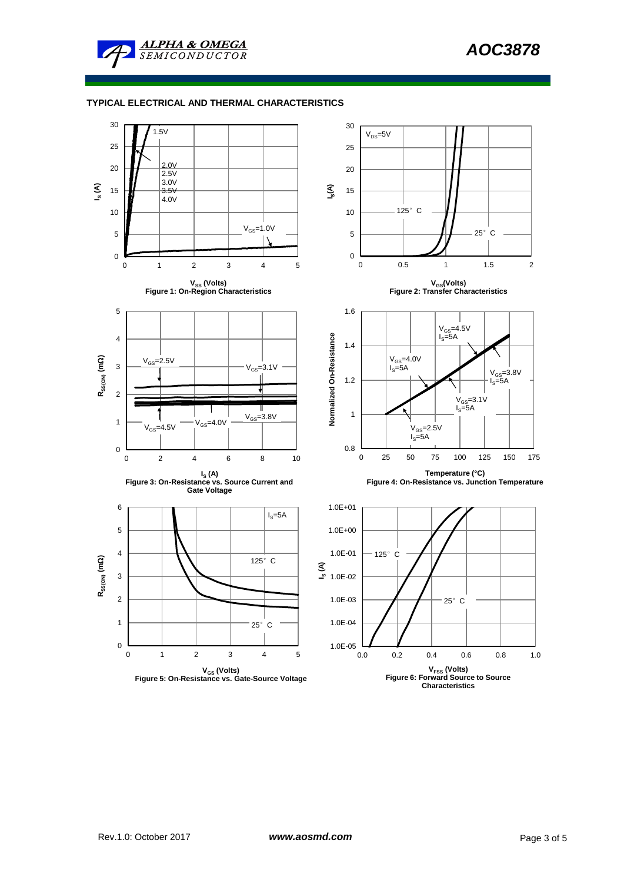## TYPICAL ELECTRICAL AND THERMAL CHARACTERISTICS

$V_{SS}$ (Volts)
Figure 1: On-Region Characteristics

$V_{GS}$(Volts)
Figure 2: Transfer Characteristics

$I_S$ (A)
Figure 3: On-Resistance vs. Source Current and Gate Voltage

Temperature (°C)
Figure 4: On-Resistance vs. Junction Temperature

$V_{GS}$ (Volts)
Figure 5: On-Resistance vs. Gate-Source Voltage

$V_{FSS}$ (Volts)
Figure 6: Forward Source to Source Characteristics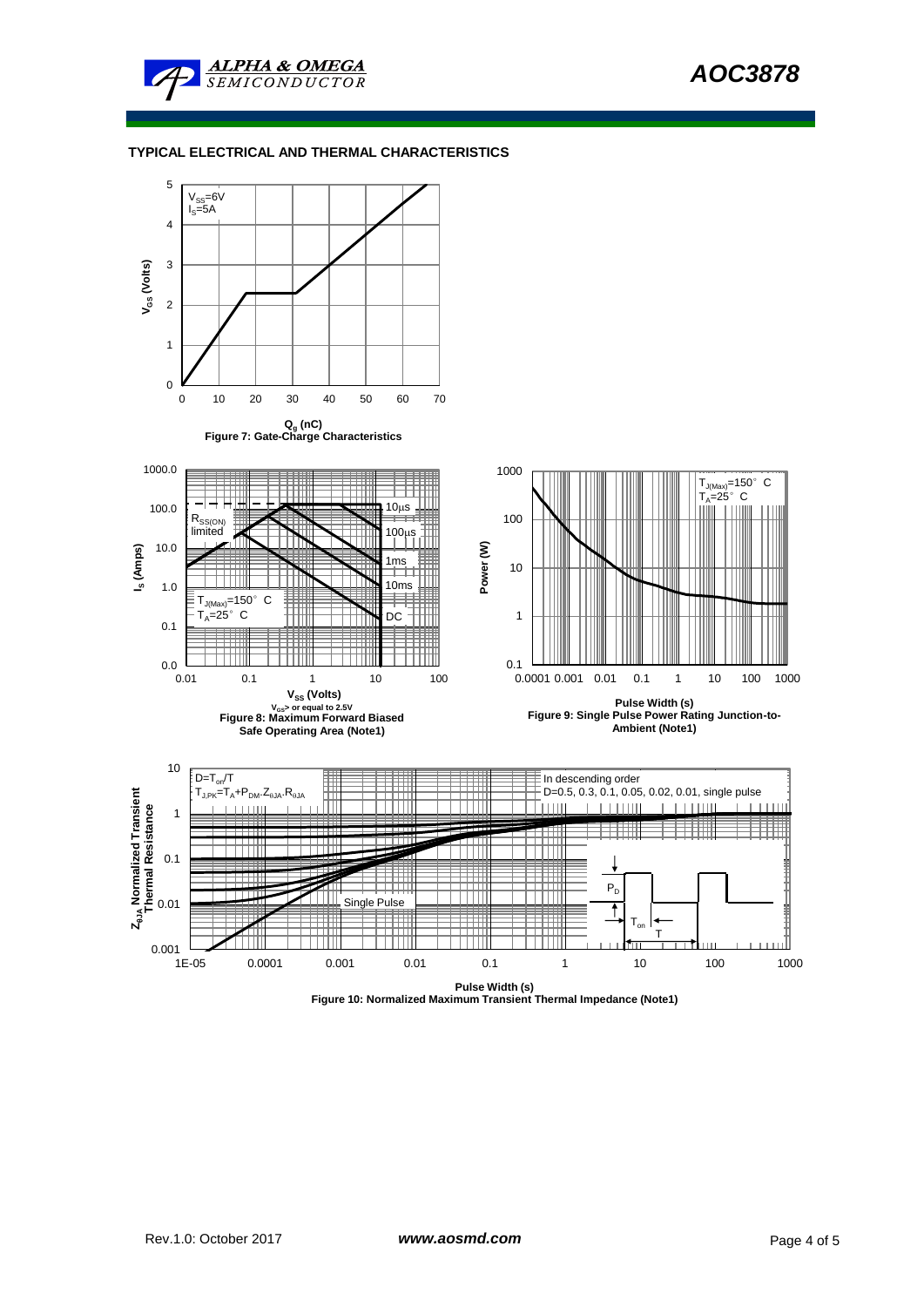## TYPICAL ELECTRICAL AND THERMAL CHARACTERISTICS

$V_{SS}$=6V
$I_S$=5A

$V_{GS}$ (Volts)

$Q_g$ (nC)

Figure 7: Gate-Charge Characteristics

$R_{SS(ON)}$ limited

10µs

100µs

1ms

10ms

DC

$T_{J(Max)}$=150° C
$T_A$=25° C

$I_S$ (Amps)

$V_{SS}$ (Volts)

$V_{GS}$> or equal to 2.5V

Figure 8: Maximum Forward Biased Safe Operating Area (Note1)

$T_{J(Max)}$=150° C
$T_A$=25° C

Power (W)

Pulse Width (s)

Figure 9: Single Pulse Power Rating Junction-to-Ambient (Note1)

$D=T_{on}/T$
$T_{J,PK}=T_A+P_{DM}.Z_{\theta JA}.R_{\theta JA}$

In descending order
D=0.5, 0.3, 0.1, 0.05, 0.02, 0.01, single pulse

Single Pulse

$P_D$

$T_{on}$

T

$Z_{\theta JA}$ Normalized Transient Thermal Resistance

Pulse Width (s)

Figure 10: Normalized Maximum Transient Thermal Impedance (Note1)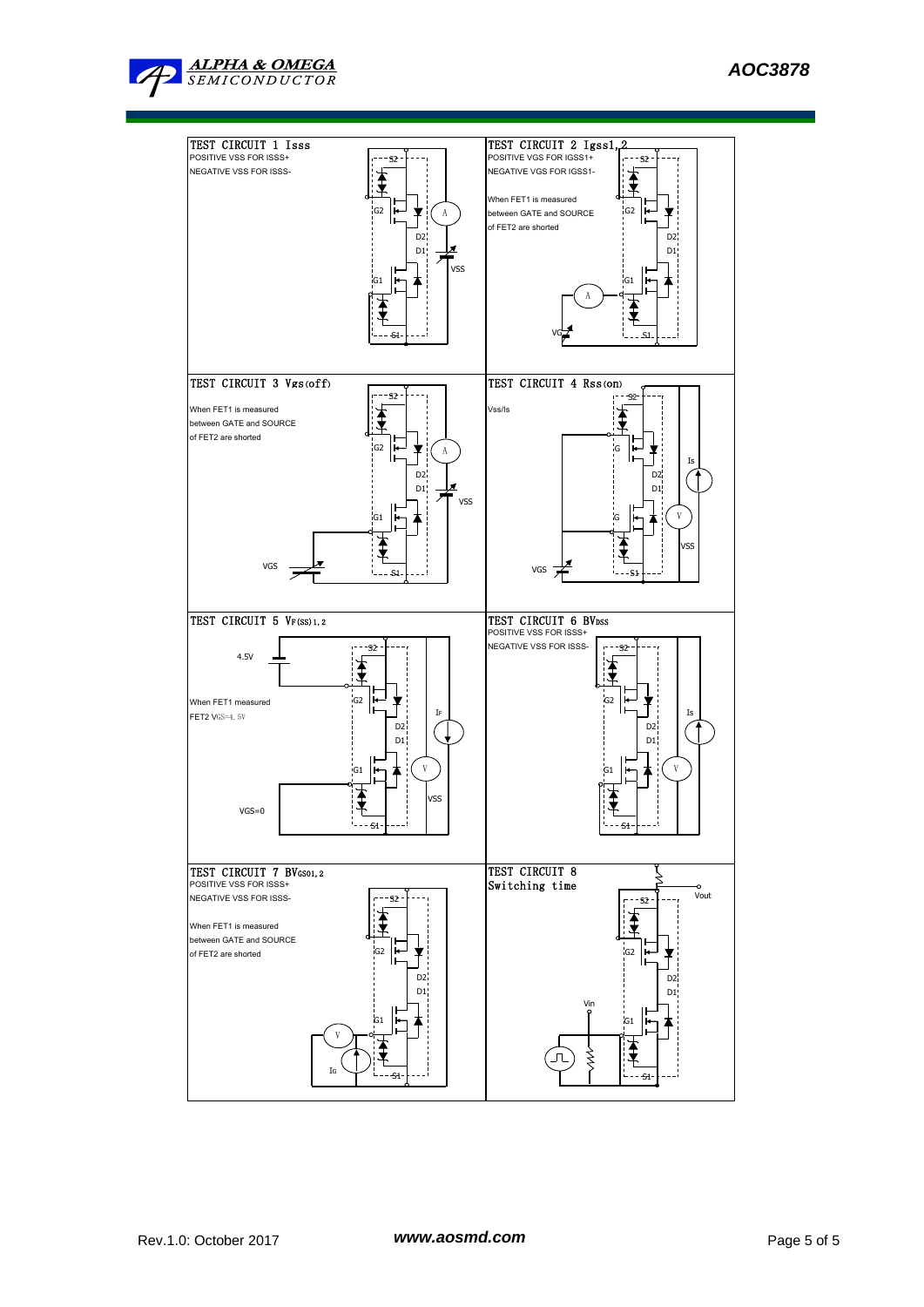TEST CIRCUIT 1 Isss

POSITIVE VSS FOR ISSS+
NEGATIVE VSS FOR ISSS-

S2
G2
D2
D1
G1
S1
A
VSS

TEST CIRCUIT 2 Igss1,2

POSITIVE VGS FOR IGSS1+
NEGATIVE VGS FOR IGSS1-

When FET1 is measured between GATE and SOURCE of FET2 are shorted

S2
G2
D2
D1
G1
S1
A
VG

TEST CIRCUIT 3 Vgs(off)

When FET1 is measured between GATE and SOURCE of FET2 are shorted

S2
G2
D2
D1
G1
S1
A
VSS
VGS

TEST CIRCUIT 4 Rss(on)

Vss/Is

S2
G
D2
D1
G
S1
Is
V
VSS
VGS

TEST CIRCUIT 5 $V_{F(SS)1,2}$

4.5V

When FET1 measured FET2 VGS=4.5V

S2
G2
D2
D1
G1
S1
IF
V
VSS
VGS=0

TEST CIRCUIT 6 $BV_{DSS}$

POSITIVE VSS FOR ISSS+
NEGATIVE VSS FOR ISSS-

S2
G2
D2
D1
G1
S1
Is
V

TEST CIRCUIT 7 $BV_{GSO1,2}$

POSITIVE VSS FOR ISSS+
NEGATIVE VSS FOR ISSS-

When FET1 is measured between GATE and SOURCE of FET2 are shorted

S2
G2
D2
D1
G1
S1
V
IG

TEST CIRCUIT 8 Switching time

Vout
S2
G2
D2
D1
Vin
G1
S1